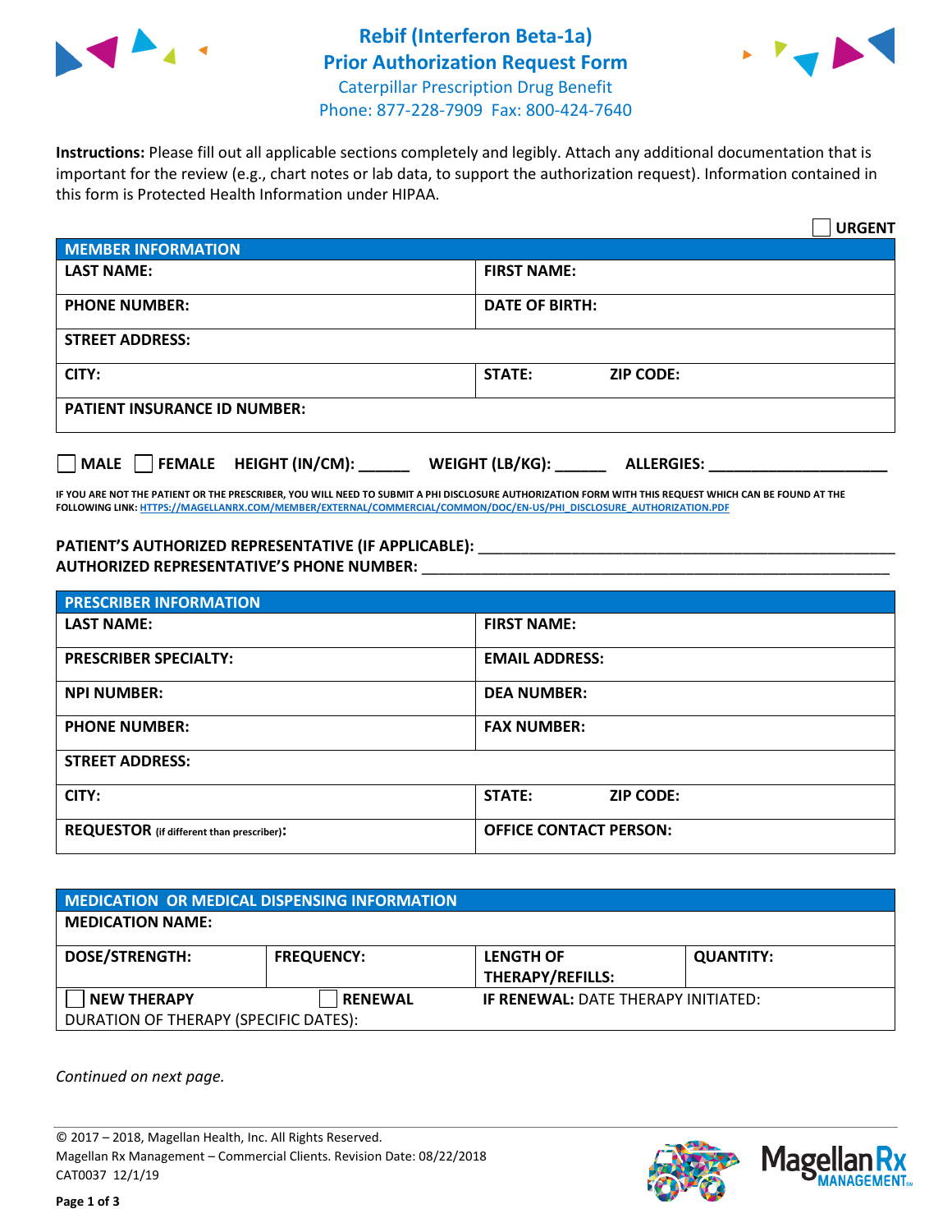# Rebif (Interferon Beta-1a)
# Prior Authorization Request Form

Caterpillar Prescription Drug Benefit
Phone: 877-228-7909 Fax: 800-424-7640

**Instructions:** Please fill out all applicable sections completely and legibly. Attach any additional documentation that is important for the review (e.g., chart notes or lab data, to support the authorization request). Information contained in this form is Protected Health Information under HIPAA.

☐ **URGENT**

| **MEMBER INFORMATION** | |
|---|---|
| **LAST NAME:** | **FIRST NAME:** |
| **PHONE NUMBER:** | **DATE OF BIRTH:** |
| **STREET ADDRESS:** | |
| **CITY:** | **STATE:** **ZIP CODE:** |
| **PATIENT INSURANCE ID NUMBER:** | |

☐ **MALE** ☐ **FEMALE** **HEIGHT (IN/CM):** ______ **WEIGHT (LB/KG):** ______ **ALLERGIES:** ____________________

**IF YOU ARE NOT THE PATIENT OR THE PRESCRIBER, YOU WILL NEED TO SUBMIT A PHI DISCLOSURE AUTHORIZATION FORM WITH THIS REQUEST WHICH CAN BE FOUND AT THE FOLLOWING LINK: HTTPS://MAGELLANRX.COM/MEMBER/EXTERNAL/COMMERCIAL/COMMON/DOC/EN-US/PHI_DISCLOSURE_AUTHORIZATION.PDF**

**PATIENT'S AUTHORIZED REPRESENTATIVE (IF APPLICABLE):** ____________________________________________

**AUTHORIZED REPRESENTATIVE'S PHONE NUMBER:** ____________________________________________

| **PRESCRIBER INFORMATION** | |
|---|---|
| **LAST NAME:** | **FIRST NAME:** |
| **PRESCRIBER SPECIALTY:** | **EMAIL ADDRESS:** |
| **NPI NUMBER:** | **DEA NUMBER:** |
| **PHONE NUMBER:** | **FAX NUMBER:** |
| **STREET ADDRESS:** | |
| **CITY:** | **STATE:** **ZIP CODE:** |
| **REQUESTOR** (if different than prescriber)**:** | **OFFICE CONTACT PERSON:** |

| **MEDICATION OR MEDICAL DISPENSING INFORMATION** | | | |
|---|---|---|---|
| **MEDICATION NAME:** | | | |
| **DOSE/STRENGTH:** | **FREQUENCY:** | **LENGTH OF THERAPY/REFILLS:** | **QUANTITY:** |
| ☐ **NEW THERAPY** | ☐ **RENEWAL** | **IF RENEWAL:** DATE THERAPY INITIATED: | |
| DURATION OF THERAPY (SPECIFIC DATES): | | | |

*Continued on next page.*

© 2017 – 2018, Magellan Health, Inc. All Rights Reserved.
Magellan Rx Management – Commercial Clients. Revision Date: 08/22/2018
CAT0037 12/1/19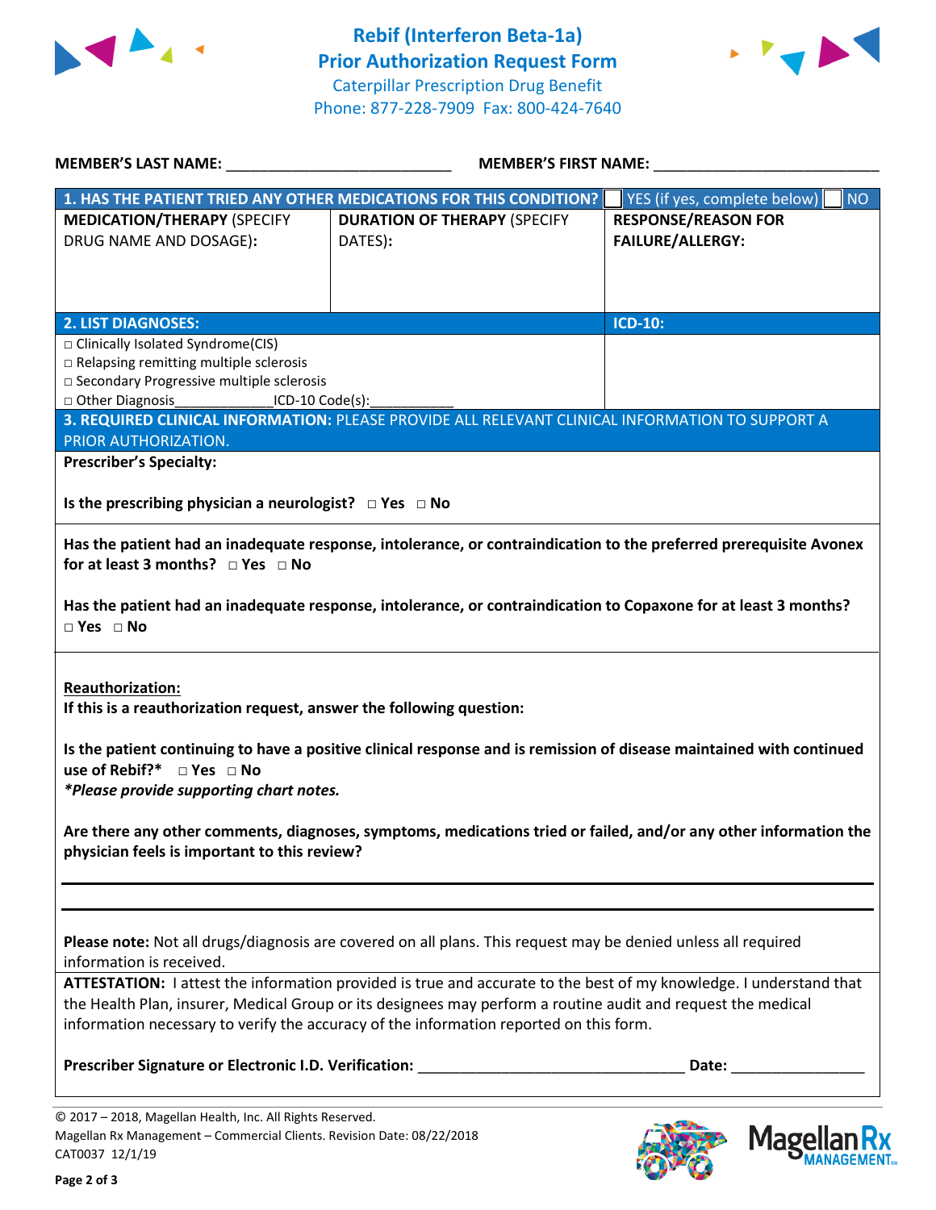# Rebif (Interferon Beta-1a)
## Prior Authorization Request Form
Caterpillar Prescription Drug Benefit
Phone: 877-228-7909 Fax: 800-424-7640

**MEMBER'S LAST NAME:** ___________________________ **MEMBER'S FIRST NAME:** ___________________________

| **1. HAS THE PATIENT TRIED ANY OTHER MEDICATIONS FOR THIS CONDITION?** | | ☐ YES (if yes, complete below) ☐ NO |
|---|---|---|
| **MEDICATION/THERAPY** (SPECIFY DRUG NAME AND DOSAGE): | **DURATION OF THERAPY** (SPECIFY DATES): | **RESPONSE/REASON FOR FAILURE/ALLERGY:** |
| | | |

| **2. LIST DIAGNOSES:** | **ICD-10:** |
|---|---|
| □ Clinically Isolated Syndrome(CIS)<br>□ Relapsing remitting multiple sclerosis<br>□ Secondary Progressive multiple sclerosis<br>□ Other Diagnosis_____________ICD-10 Code(s):___________ | |

**3. REQUIRED CLINICAL INFORMATION:** PLEASE PROVIDE ALL RELEVANT CLINICAL INFORMATION TO SUPPORT A PRIOR AUTHORIZATION.

**Prescriber's Specialty:**

**Is the prescribing physician a neurologist? □ Yes □ No**

**Has the patient had an inadequate response, intolerance, or contraindication to the preferred prerequisite Avonex for at least 3 months? □ Yes □ No**

**Has the patient had an inadequate response, intolerance, or contraindication to Copaxone for at least 3 months? □ Yes □ No**

**Reauthorization:**
**If this is a reauthorization request, answer the following question:**

**Is the patient continuing to have a positive clinical response and is remission of disease maintained with continued use of Rebif?\* □ Yes □ No**
***Please provide supporting chart notes.***

**Are there any other comments, diagnoses, symptoms, medications tried or failed, and/or any other information the physician feels is important to this review?**

_______________________________________________

_______________________________________________

**Please note:** Not all drugs/diagnosis are covered on all plans. This request may be denied unless all required information is received.

**ATTESTATION:** I attest the information provided is true and accurate to the best of my knowledge. I understand that the Health Plan, insurer, Medical Group or its designees may perform a routine audit and request the medical information necessary to verify the accuracy of the information reported on this form.

**Prescriber Signature or Electronic I.D. Verification:** ________________________________ **Date:** ________________

© 2017 – 2018, Magellan Health, Inc. All Rights Reserved.
Magellan Rx Management – Commercial Clients. Revision Date: 08/22/2018
CAT0037 12/1/19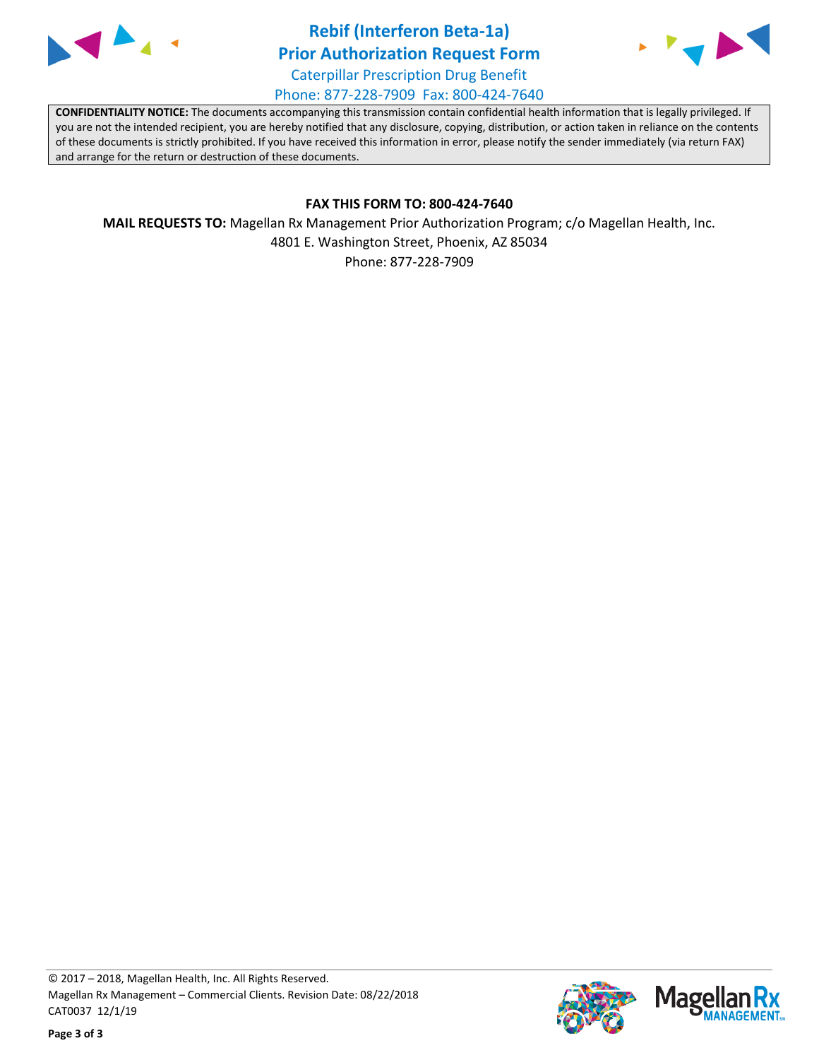# Rebif (Interferon Beta-1a)
# Prior Authorization Request Form

Caterpillar Prescription Drug Benefit
Phone: 877-228-7909 Fax: 800-424-7640

**CONFIDENTIALITY NOTICE:** The documents accompanying this transmission contain confidential health information that is legally privileged. If you are not the intended recipient, you are hereby notified that any disclosure, copying, distribution, or action taken in reliance on the contents of these documents is strictly prohibited. If you have received this information in error, please notify the sender immediately (via return FAX) and arrange for the return or destruction of these documents.

**FAX THIS FORM TO: 800-424-7640**

**MAIL REQUESTS TO:** Magellan Rx Management Prior Authorization Program; c/o Magellan Health, Inc.
4801 E. Washington Street, Phoenix, AZ 85034
Phone: 877-228-7909

© 2017 – 2018, Magellan Health, Inc. All Rights Reserved.
Magellan Rx Management – Commercial Clients. Revision Date: 08/22/2018
CAT0037 12/1/19